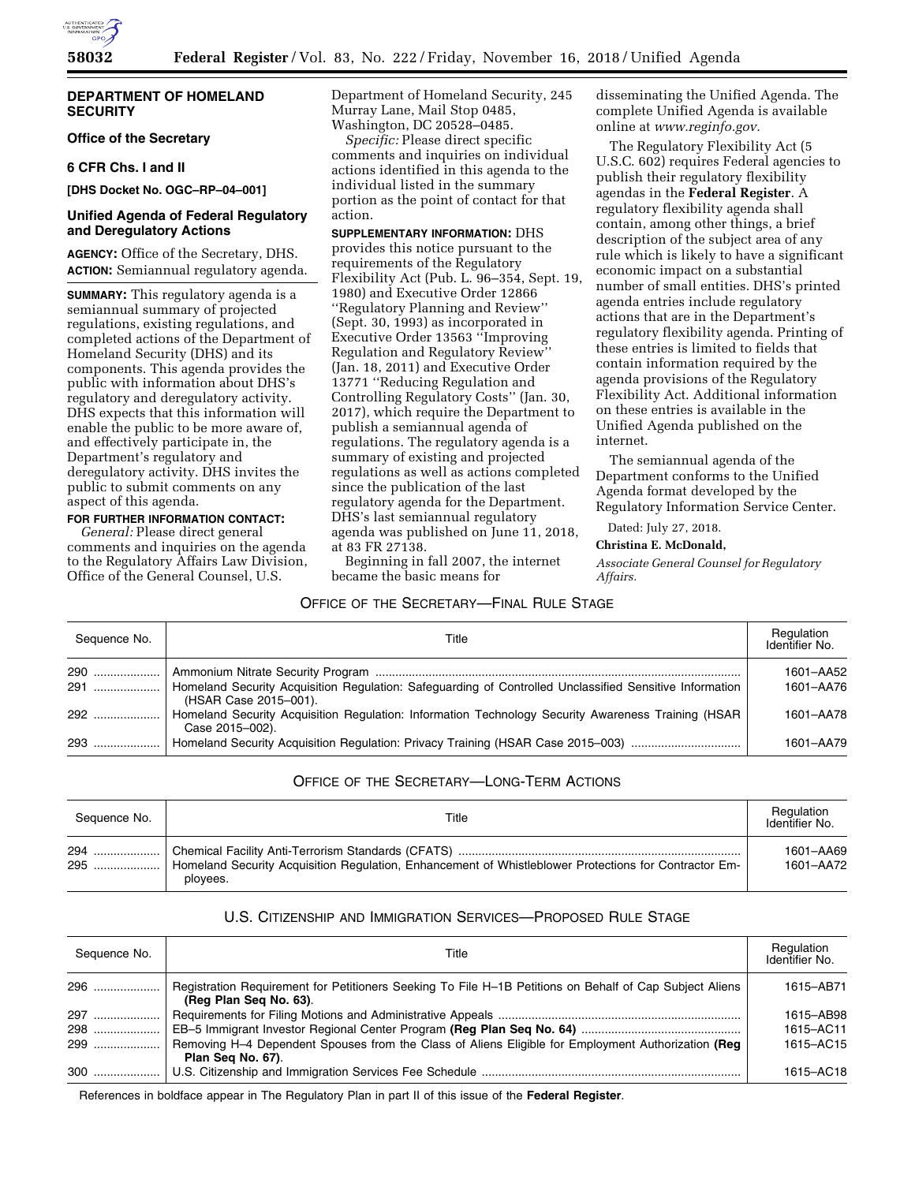## DEPARTMENT OF HOMELAND SECURITY

### Office of the Secretary

### 6 CFR Chs. I and II

**[DHS Docket No. OGC–RP–04–001]**

### Unified Agenda of Federal Regulatory and Deregulatory Actions

**AGENCY:** Office of the Secretary, DHS.

**ACTION:** Semiannual regulatory agenda.

**SUMMARY:** This regulatory agenda is a semiannual summary of projected regulations, existing regulations, and completed actions of the Department of Homeland Security (DHS) and its components. This agenda provides the public with information about DHS's regulatory and deregulatory activity. DHS expects that this information will enable the public to be more aware of, and effectively participate in, the Department's regulatory and deregulatory activity. DHS invites the public to submit comments on any aspect of this agenda.

**FOR FURTHER INFORMATION CONTACT:**

*General:* Please direct general comments and inquiries on the agenda to the Regulatory Affairs Law Division, Office of the General Counsel, U.S. Department of Homeland Security, 245 Murray Lane, Mail Stop 0485, Washington, DC 20528–0485.

*Specific:* Please direct specific comments and inquiries on individual actions identified in this agenda to the individual listed in the summary portion as the point of contact for that action.

**SUPPLEMENTARY INFORMATION:** DHS provides this notice pursuant to the requirements of the Regulatory Flexibility Act (Pub. L. 96–354, Sept. 19, 1980) and Executive Order 12866 ''Regulatory Planning and Review'' (Sept. 30, 1993) as incorporated in Executive Order 13563 ''Improving Regulation and Regulatory Review'' (Jan. 18, 2011) and Executive Order 13771 ''Reducing Regulation and Controlling Regulatory Costs'' (Jan. 30, 2017), which require the Department to publish a semiannual agenda of regulations. The regulatory agenda is a summary of existing and projected regulations as well as actions completed since the publication of the last regulatory agenda for the Department. DHS's last semiannual regulatory agenda was published on June 11, 2018, at 83 FR 27138.

Beginning in fall 2007, the internet became the basic means for disseminating the Unified Agenda. The complete Unified Agenda is available online at *www.reginfo.gov.*

The Regulatory Flexibility Act (5 U.S.C. 602) requires Federal agencies to publish their regulatory flexibility agendas in the **Federal Register**. A regulatory flexibility agenda shall contain, among other things, a brief description of the subject area of any rule which is likely to have a significant economic impact on a substantial number of small entities. DHS's printed agenda entries include regulatory actions that are in the Department's regulatory flexibility agenda. Printing of these entries is limited to fields that contain information required by the agenda provisions of the Regulatory Flexibility Act. Additional information on these entries is available in the Unified Agenda published on the internet.

The semiannual agenda of the Department conforms to the Unified Agenda format developed by the Regulatory Information Service Center.

Dated: July 27, 2018.

**Christina E. McDonald,**

*Associate General Counsel for Regulatory Affairs.*

### OFFICE OF THE SECRETARY—FINAL RULE STAGE

| Sequence No. | Title | Regulation Identifier No. |
|---|---|---|
| 290 | Ammonium Nitrate Security Program | 1601–AA52 |
| 291 | Homeland Security Acquisition Regulation: Safeguarding of Controlled Unclassified Sensitive Information (HSAR Case 2015–001). | 1601–AA76 |
| 292 | Homeland Security Acquisition Regulation: Information Technology Security Awareness Training (HSAR Case 2015–002). | 1601–AA78 |
| 293 | Homeland Security Acquisition Regulation: Privacy Training (HSAR Case 2015–003) | 1601–AA79 |

### OFFICE OF THE SECRETARY—LONG-TERM ACTIONS

| Sequence No. | Title | Regulation Identifier No. |
|---|---|---|
| 294 | Chemical Facility Anti-Terrorism Standards (CFATS) | 1601–AA69 |
| 295 | Homeland Security Acquisition Regulation, Enhancement of Whistleblower Protections for Contractor Employees. | 1601–AA72 |

### U.S. CITIZENSHIP AND IMMIGRATION SERVICES—PROPOSED RULE STAGE

| Sequence No. | Title | Regulation Identifier No. |
|---|---|---|
| 296 | Registration Requirement for Petitioners Seeking To File H–1B Petitions on Behalf of Cap Subject Aliens **(Reg Plan Seq No. 63)**. | 1615–AB71 |
| 297 | Requirements for Filing Motions and Administrative Appeals | 1615–AB98 |
| 298 | EB–5 Immigrant Investor Regional Center Program **(Reg Plan Seq No. 64)** | 1615–AC11 |
| 299 | Removing H–4 Dependent Spouses from the Class of Aliens Eligible for Employment Authorization **(Reg Plan Seq No. 67)**. | 1615–AC15 |
| 300 | U.S. Citizenship and Immigration Services Fee Schedule | 1615–AC18 |

References in boldface appear in The Regulatory Plan in part II of this issue of the **Federal Register**.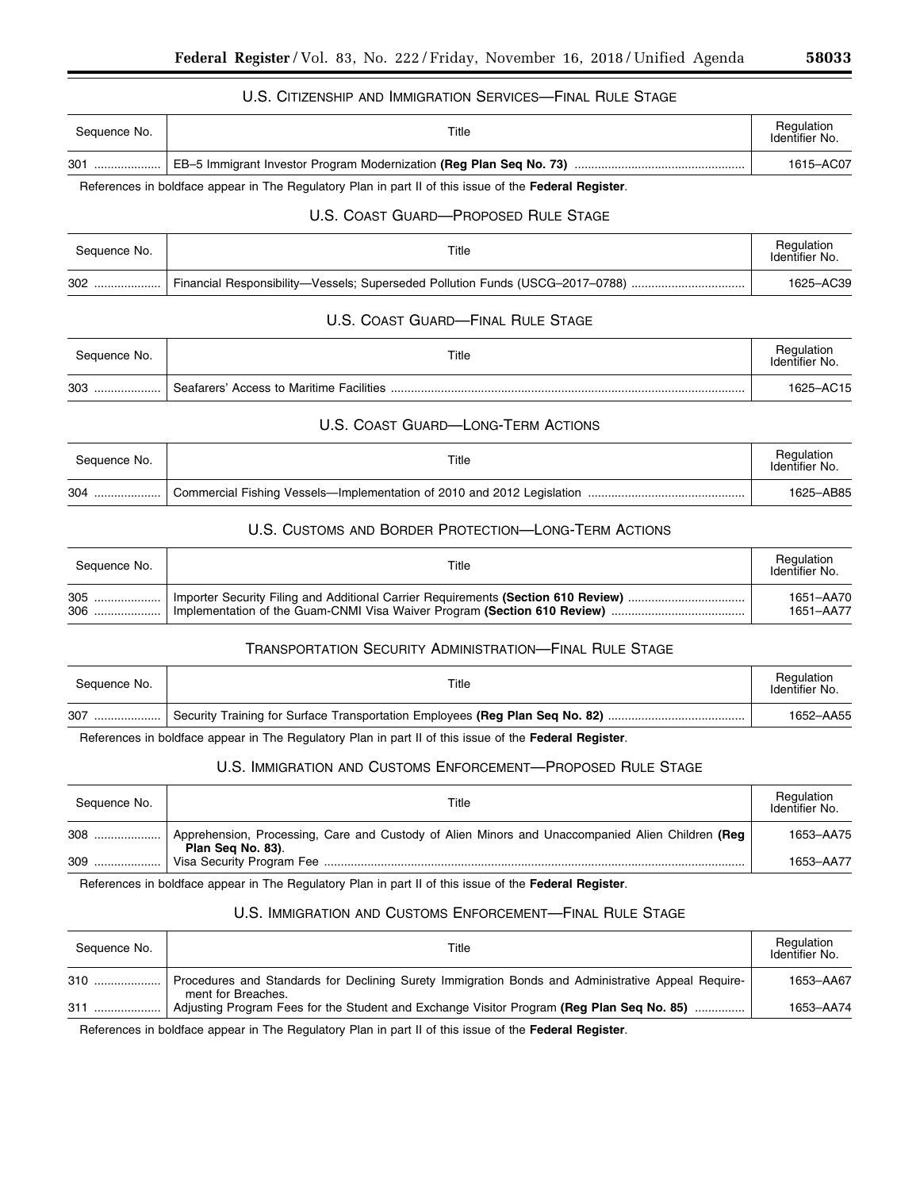## U.S. Citizenship and Immigration Services—Final Rule Stage

| Sequence No. | Title | Regulation Identifier No. |
|---|---|---|
| 301 | EB–5 Immigrant Investor Program Modernization **(Reg Plan Seq No. 73)** | 1615–AC07 |

References in boldface appear in The Regulatory Plan in part II of this issue of the **Federal Register**.

## U.S. Coast Guard—Proposed Rule Stage

| Sequence No. | Title | Regulation Identifier No. |
|---|---|---|
| 302 | Financial Responsibility—Vessels; Superseded Pollution Funds (USCG–2017–0788) | 1625–AC39 |

## U.S. Coast Guard—Final Rule Stage

| Sequence No. | Title | Regulation Identifier No. |
|---|---|---|
| 303 | Seafarers' Access to Maritime Facilities | 1625–AC15 |

## U.S. Coast Guard—Long-Term Actions

| Sequence No. | Title | Regulation Identifier No. |
|---|---|---|
| 304 | Commercial Fishing Vessels—Implementation of 2010 and 2012 Legislation | 1625–AB85 |

## U.S. Customs and Border Protection—Long-Term Actions

| Sequence No. | Title | Regulation Identifier No. |
|---|---|---|
| 305 | Importer Security Filing and Additional Carrier Requirements **(Section 610 Review)** | 1651–AA70 |
| 306 | Implementation of the Guam-CNMI Visa Waiver Program **(Section 610 Review)** | 1651–AA77 |

## Transportation Security Administration—Final Rule Stage

| Sequence No. | Title | Regulation Identifier No. |
|---|---|---|
| 307 | Security Training for Surface Transportation Employees **(Reg Plan Seq No. 82)** | 1652–AA55 |

References in boldface appear in The Regulatory Plan in part II of this issue of the **Federal Register**.

## U.S. Immigration and Customs Enforcement—Proposed Rule Stage

| Sequence No. | Title | Regulation Identifier No. |
|---|---|---|
| 308 | Apprehension, Processing, Care and Custody of Alien Minors and Unaccompanied Alien Children **(Reg Plan Seq No. 83)**. | 1653–AA75 |
| 309 | Visa Security Program Fee | 1653–AA77 |

References in boldface appear in The Regulatory Plan in part II of this issue of the **Federal Register**.

## U.S. Immigration and Customs Enforcement—Final Rule Stage

| Sequence No. | Title | Regulation Identifier No. |
|---|---|---|
| 310 | Procedures and Standards for Declining Surety Immigration Bonds and Administrative Appeal Requirement for Breaches. | 1653–AA67 |
| 311 | Adjusting Program Fees for the Student and Exchange Visitor Program **(Reg Plan Seq No. 85)** | 1653–AA74 |

References in boldface appear in The Regulatory Plan in part II of this issue of the **Federal Register**.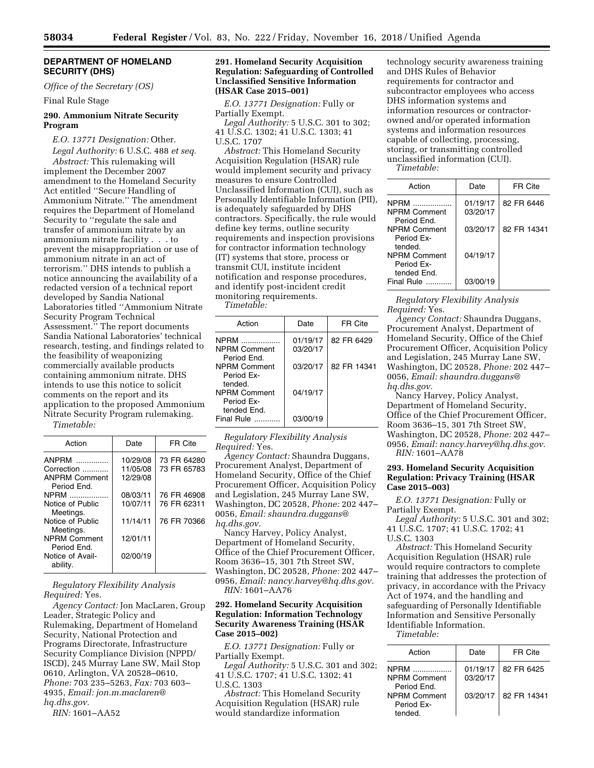## DEPARTMENT OF HOMELAND SECURITY (DHS)

*Office of the Secretary (OS)*

Final Rule Stage

### 290. Ammonium Nitrate Security Program

*E.O. 13771 Designation:* Other.

*Legal Authority:* 6 U.S.C. 488 *et seq.*

*Abstract:* This rulemaking will implement the December 2007 amendment to the Homeland Security Act entitled ''Secure Handling of Ammonium Nitrate.'' The amendment requires the Department of Homeland Security to ''regulate the sale and transfer of ammonium nitrate by an ammonium nitrate facility . . . to prevent the misappropriation or use of ammonium nitrate in an act of terrorism.'' DHS intends to publish a notice announcing the availability of a redacted version of a technical report developed by Sandia National Laboratories titled ''Ammonium Nitrate Security Program Technical Assessment.'' The report documents Sandia National Laboratories' technical research, testing, and findings related to the feasibility of weaponizing commercially available products containing ammonium nitrate. DHS intends to use this notice to solicit comments on the report and its application to the proposed Ammonium Nitrate Security Program rulemaking.

*Timetable:*

| Action | Date | FR Cite |
|---|---|---|
| ANPRM | 10/29/08 | 73 FR 64280 |
| Correction | 11/05/08 | 73 FR 65783 |
| ANPRM Comment Period End. | 12/29/08 | |
| NPRM | 08/03/11 | 76 FR 46908 |
| Notice of Public Meetings. | 10/07/11 | 76 FR 62311 |
| Notice of Public Meetings. | 11/14/11 | 76 FR 70366 |
| NPRM Comment Period End. | 12/01/11 | |
| Notice of Availability. | 02/00/19 | |

*Regulatory Flexibility Analysis Required:* Yes.

*Agency Contact:* Jon MacLaren, Group Leader, Strategic Policy and Rulemaking, Department of Homeland Security, National Protection and Programs Directorate, Infrastructure Security Compliance Division (NPPD/ISCD), 245 Murray Lane SW, Mail Stop 0610, Arlington, VA 20528–0610, *Phone:* 703 235–5263, *Fax:* 703 603–4935, *Email: jon.m.maclaren@hq.dhs.gov.*

*RIN:* 1601–AA52

### 291. Homeland Security Acquisition Regulation: Safeguarding of Controlled Unclassified Sensitive Information (HSAR Case 2015–001)

*E.O. 13771 Designation:* Fully or Partially Exempt.

*Legal Authority:* 5 U.S.C. 301 to 302; 41 U.S.C. 1302; 41 U.S.C. 1303; 41 U.S.C. 1707

*Abstract:* This Homeland Security Acquisition Regulation (HSAR) rule would implement security and privacy measures to ensure Controlled Unclassified Information (CUI), such as Personally Identifiable Information (PII), is adequately safeguarded by DHS contractors. Specifically, the rule would define key terms, outline security requirements and inspection provisions for contractor information technology (IT) systems that store, process or transmit CUI, institute incident notification and response procedures, and identify post-incident credit monitoring requirements.

*Timetable:*

| Action | Date | FR Cite |
|---|---|---|
| NPRM | 01/19/17 | 82 FR 6429 |
| NPRM Comment Period End. | 03/20/17 | |
| NPRM Comment Period Extended. | 03/20/17 | 82 FR 14341 |
| NPRM Comment Period Extended End. | 04/19/17 | |
| Final Rule | 03/00/19 | |

*Regulatory Flexibility Analysis Required:* Yes.

*Agency Contact:* Shaundra Duggans, Procurement Analyst, Department of Homeland Security, Office of the Chief Procurement Officer, Acquisition Policy and Legislation, 245 Murray Lane SW, Washington, DC 20528, *Phone:* 202 447–0056, *Email: shaundra.duggans@hq.dhs.gov.*

Nancy Harvey, Policy Analyst, Department of Homeland Security, Office of the Chief Procurement Officer, Room 3636–15, 301 7th Street SW, Washington, DC 20528, *Phone:* 202 447–0956, *Email: nancy.harvey@hq.dhs.gov.*

*RIN:* 1601–AA76

### 292. Homeland Security Acquisition Regulation: Information Technology Security Awareness Training (HSAR Case 2015–002)

*E.O. 13771 Designation:* Fully or Partially Exempt.

*Legal Authority:* 5 U.S.C. 301 and 302; 41 U.S.C. 1707; 41 U.S.C. 1302; 41 U.S.C. 1303

*Abstract:* This Homeland Security Acquisition Regulation (HSAR) rule would standardize information technology security awareness training and DHS Rules of Behavior requirements for contractor and subcontractor employees who access DHS information systems and information resources or contractor-owned and/or operated information systems and information resources capable of collecting, processing, storing, or transmitting controlled unclassified information (CUI).

*Timetable:*

| Action | Date | FR Cite |
|---|---|---|
| NPRM | 01/19/17 | 82 FR 6446 |
| NPRM Comment Period End. | 03/20/17 | |
| NPRM Comment Period Extended. | 03/20/17 | 82 FR 14341 |
| NPRM Comment Period Extended End. | 04/19/17 | |
| Final Rule | 03/00/19 | |

*Regulatory Flexibility Analysis Required:* Yes.

*Agency Contact:* Shaundra Duggans, Procurement Analyst, Department of Homeland Security, Office of the Chief Procurement Officer, Acquisition Policy and Legislation, 245 Murray Lane SW, Washington, DC 20528, *Phone:* 202 447–0056, *Email: shaundra.duggans@hq.dhs.gov.*

Nancy Harvey, Policy Analyst, Department of Homeland Security, Office of the Chief Procurement Officer, Room 3636–15, 301 7th Street SW, Washington, DC 20528, *Phone:* 202 447–0956, *Email: nancy.harvey@hq.dhs.gov.*

*RIN:* 1601–AA78

### 293. Homeland Security Acquisition Regulation: Privacy Training (HSAR Case 2015–003)

*E.O. 13771 Designation:* Fully or Partially Exempt.

*Legal Authority:* 5 U.S.C. 301 and 302; 41 U.S.C. 1707; 41 U.S.C. 1702; 41 U.S.C. 1303

*Abstract:* This Homeland Security Acquisition Regulation (HSAR) rule would require contractors to complete training that addresses the protection of privacy, in accordance with the Privacy Act of 1974, and the handling and safeguarding of Personally Identifiable Information and Sensitive Personally Identifiable Information.

*Timetable:*

| Action | Date | FR Cite |
|---|---|---|
| NPRM | 01/19/17 | 82 FR 6425 |
| NPRM Comment Period End. | 03/20/17 | |
| NPRM Comment Period Extended. | 03/20/17 | 82 FR 14341 |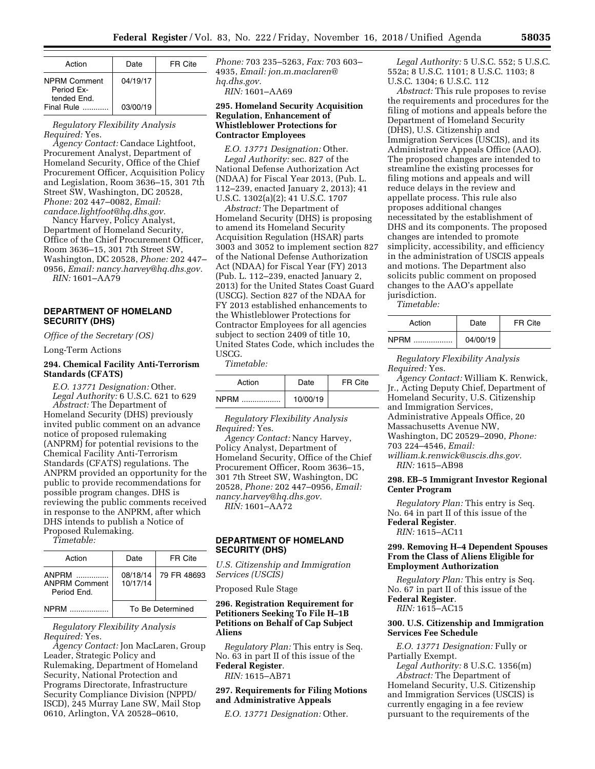| Action | Date | FR Cite |
|---|---|---|
| NPRM Comment Period Extended End. | 04/19/17 | |
| Final Rule ............ | 03/00/19 | |

*Regulatory Flexibility Analysis Required:* Yes.

*Agency Contact:* Candace Lightfoot, Procurement Analyst, Department of Homeland Security, Office of the Chief Procurement Officer, Acquisition Policy and Legislation, Room 3636–15, 301 7th Street SW, Washington, DC 20528, *Phone:* 202 447–0082, *Email: candace.lightfoot@hq.dhs.gov.*

Nancy Harvey, Policy Analyst, Department of Homeland Security, Office of the Chief Procurement Officer, Room 3636–15, 301 7th Street SW, Washington, DC 20528, *Phone:* 202 447–0956, *Email: nancy.harvey@hq.dhs.gov.*

*RIN:* 1601–AA79

## DEPARTMENT OF HOMELAND SECURITY (DHS)

*Office of the Secretary (OS)*

Long-Term Actions

### 294. Chemical Facility Anti-Terrorism Standards (CFATS)

*E.O. 13771 Designation:* Other.

*Legal Authority:* 6 U.S.C. 621 to 629

*Abstract:* The Department of Homeland Security (DHS) previously invited public comment on an advance notice of proposed rulemaking (ANPRM) for potential revisions to the Chemical Facility Anti-Terrorism Standards (CFATS) regulations. The ANPRM provided an opportunity for the public to provide recommendations for possible program changes. DHS is reviewing the public comments received in response to the ANPRM, after which DHS intends to publish a Notice of Proposed Rulemaking.

*Timetable:*

| Action | Date | FR Cite |
|---|---|---|
| ANPRM ............... | 08/18/14 | 79 FR 48693 |
| ANPRM Comment Period End. | 10/17/14 | |
| NPRM .................. | To Be Determined | |

*Regulatory Flexibility Analysis Required:* Yes.

*Agency Contact:* Jon MacLaren, Group Leader, Strategic Policy and Rulemaking, Department of Homeland Security, National Protection and Programs Directorate, Infrastructure Security Compliance Division (NPPD/ISCD), 245 Murray Lane SW, Mail Stop 0610, Arlington, VA 20528–0610, *Phone:* 703 235–5263, *Fax:* 703 603–4935, *Email: jon.m.maclaren@hq.dhs.gov.*

*RIN:* 1601–AA69

### 295. Homeland Security Acquisition Regulation, Enhancement of Whistleblower Protections for Contractor Employees

*E.O. 13771 Designation:* Other.

*Legal Authority:* sec. 827 of the National Defense Authorization Act (NDAA) for Fiscal Year 2013, (Pub. L. 112–239, enacted January 2, 2013); 41 U.S.C. 1302(a)(2); 41 U.S.C. 1707

*Abstract:* The Department of Homeland Security (DHS) is proposing to amend its Homeland Security Acquisition Regulation (HSAR) parts 3003 and 3052 to implement section 827 of the National Defense Authorization Act (NDAA) for Fiscal Year (FY) 2013 (Pub. L. 112–239, enacted January 2, 2013) for the United States Coast Guard (USCG). Section 827 of the NDAA for FY 2013 established enhancements to the Whistleblower Protections for Contractor Employees for all agencies subject to section 2409 of title 10, United States Code, which includes the USCG.

*Timetable:*

| Action | Date | FR Cite |
|---|---|---|
| NPRM .................. | 10/00/19 | |

*Regulatory Flexibility Analysis Required:* Yes.

*Agency Contact:* Nancy Harvey, Policy Analyst, Department of Homeland Security, Office of the Chief Procurement Officer, Room 3636–15, 301 7th Street SW, Washington, DC 20528, *Phone:* 202 447–0956, *Email: nancy.harvey@hq.dhs.gov.*

*RIN:* 1601–AA72

## DEPARTMENT OF HOMELAND SECURITY (DHS)

*U.S. Citizenship and Immigration Services (USCIS)*

Proposed Rule Stage

### 296. Registration Requirement for Petitioners Seeking To File H–1B Petitions on Behalf of Cap Subject Aliens

*Regulatory Plan:* This entry is Seq. No. 63 in part II of this issue of the **Federal Register**.

*RIN:* 1615–AB71

### 297. Requirements for Filing Motions and Administrative Appeals

*E.O. 13771 Designation:* Other.

*Legal Authority:* 5 U.S.C. 552; 5 U.S.C. 552a; 8 U.S.C. 1101; 8 U.S.C. 1103; 8 U.S.C. 1304; 6 U.S.C. 112

*Abstract:* This rule proposes to revise the requirements and procedures for the filing of motions and appeals before the Department of Homeland Security (DHS), U.S. Citizenship and Immigration Services (USCIS), and its Administrative Appeals Office (AAO). The proposed changes are intended to streamline the existing processes for filing motions and appeals and will reduce delays in the review and appellate process. This rule also proposes additional changes necessitated by the establishment of DHS and its components. The proposed changes are intended to promote simplicity, accessibility, and efficiency in the administration of USCIS appeals and motions. The Department also solicits public comment on proposed changes to the AAO's appellate jurisdiction.

*Timetable:*

| Action | Date | FR Cite |
|---|---|---|
| NPRM .................. | 04/00/19 | |

*Regulatory Flexibility Analysis Required:* Yes.

*Agency Contact:* William K. Renwick, Jr., Acting Deputy Chief, Department of Homeland Security, U.S. Citizenship and Immigration Services, Administrative Appeals Office, 20 Massachusetts Avenue NW, Washington, DC 20529–2090, *Phone:* 703 224–4546, *Email: william.k.renwick@uscis.dhs.gov.*

*RIN:* 1615–AB98

### 298. EB–5 Immigrant Investor Regional Center Program

*Regulatory Plan:* This entry is Seq. No. 64 in part II of this issue of the **Federal Register**.

*RIN:* 1615–AC11

### 299. Removing H–4 Dependent Spouses From the Class of Aliens Eligible for Employment Authorization

*Regulatory Plan:* This entry is Seq. No. 67 in part II of this issue of the **Federal Register**.

*RIN:* 1615–AC15

### 300. U.S. Citizenship and Immigration Services Fee Schedule

*E.O. 13771 Designation:* Fully or Partially Exempt.

*Legal Authority:* 8 U.S.C. 1356(m)

*Abstract:* The Department of Homeland Security, U.S. Citizenship and Immigration Services (USCIS) is currently engaging in a fee review pursuant to the requirements of the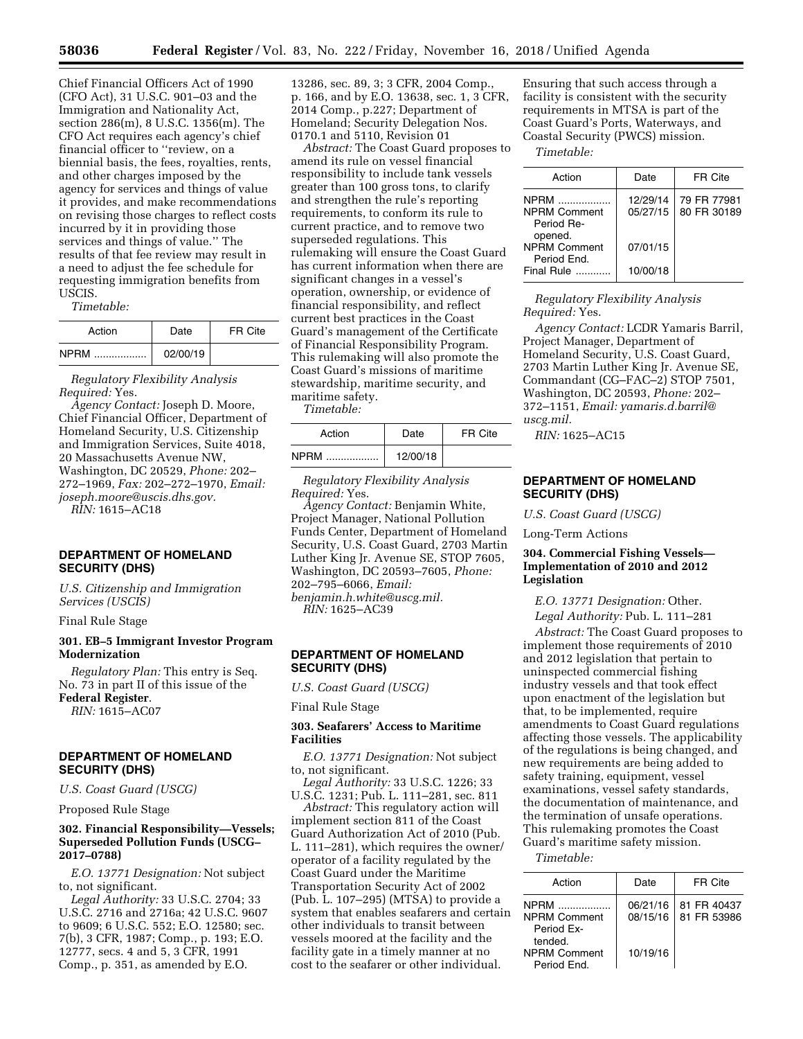Chief Financial Officers Act of 1990 (CFO Act), 31 U.S.C. 901–03 and the Immigration and Nationality Act, section 286(m), 8 U.S.C. 1356(m). The CFO Act requires each agency's chief financial officer to ''review, on a biennial basis, the fees, royalties, rents, and other charges imposed by the agency for services and things of value it provides, and make recommendations on revising those charges to reflect costs incurred by it in providing those services and things of value.'' The results of that fee review may result in a need to adjust the fee schedule for requesting immigration benefits from USCIS.

*Timetable:*

| Action | Date | FR Cite |
|---|---|---|
| NPRM | 02/00/19 | |

*Regulatory Flexibility Analysis Required:* Yes.

*Agency Contact:* Joseph D. Moore, Chief Financial Officer, Department of Homeland Security, U.S. Citizenship and Immigration Services, Suite 4018, 20 Massachusetts Avenue NW, Washington, DC 20529, *Phone:* 202–272–1969, *Fax:* 202–272–1970, *Email: joseph.moore@uscis.dhs.gov.*

*RIN:* 1615–AC18

**DEPARTMENT OF HOMELAND SECURITY (DHS)**

*U.S. Citizenship and Immigration Services (USCIS)*

Final Rule Stage

**301. EB–5 Immigrant Investor Program Modernization**

*Regulatory Plan:* This entry is Seq. No. 73 in part II of this issue of the **Federal Register**.

*RIN:* 1615–AC07

**DEPARTMENT OF HOMELAND SECURITY (DHS)**

*U.S. Coast Guard (USCG)*

Proposed Rule Stage

**302. Financial Responsibility—Vessels; Superseded Pollution Funds (USCG–2017–0788)**

*E.O. 13771 Designation:* Not subject to, not significant.

*Legal Authority:* 33 U.S.C. 2704; 33 U.S.C. 2716 and 2716a; 42 U.S.C. 9607 to 9609; 6 U.S.C. 552; E.O. 12580; sec. 7(b), 3 CFR, 1987; Comp., p. 193; E.O. 12777, secs. 4 and 5, 3 CFR, 1991 Comp., p. 351, as amended by E.O. 13286, sec. 89, 3; 3 CFR, 2004 Comp., p. 166, and by E.O. 13638, sec. 1, 3 CFR, 2014 Comp., p.227; Department of Homeland; Security Delegation Nos. 0170.1 and 5110, Revision 01

*Abstract:* The Coast Guard proposes to amend its rule on vessel financial responsibility to include tank vessels greater than 100 gross tons, to clarify and strengthen the rule's reporting requirements, to conform its rule to current practice, and to remove two superseded regulations. This rulemaking will ensure the Coast Guard has current information when there are significant changes in a vessel's operation, ownership, or evidence of financial responsibility, and reflect current best practices in the Coast Guard's management of the Certificate of Financial Responsibility Program. This rulemaking will also promote the Coast Guard's missions of maritime stewardship, maritime security, and maritime safety.

*Timetable:*

| Action | Date | FR Cite |
|---|---|---|
| NPRM | 12/00/18 | |

*Regulatory Flexibility Analysis Required:* Yes.

*Agency Contact:* Benjamin White, Project Manager, National Pollution Funds Center, Department of Homeland Security, U.S. Coast Guard, 2703 Martin Luther King Jr. Avenue SE, STOP 7605, Washington, DC 20593–7605, *Phone:* 202–795–6066, *Email: benjamin.h.white@uscg.mil.*

*RIN:* 1625–AC39

**DEPARTMENT OF HOMELAND SECURITY (DHS)**

*U.S. Coast Guard (USCG)*

Final Rule Stage

**303. Seafarers' Access to Maritime Facilities**

*E.O. 13771 Designation:* Not subject to, not significant.

*Legal Authority:* 33 U.S.C. 1226; 33 U.S.C. 1231; Pub. L. 111–281, sec. 811

*Abstract:* This regulatory action will implement section 811 of the Coast Guard Authorization Act of 2010 (Pub. L. 111–281), which requires the owner/operator of a facility regulated by the Coast Guard under the Maritime Transportation Security Act of 2002 (Pub. L. 107–295) (MTSA) to provide a system that enables seafarers and certain other individuals to transit between vessels moored at the facility and the facility gate in a timely manner at no cost to the seafarer or other individual. Ensuring that such access through a facility is consistent with the security requirements in MTSA is part of the Coast Guard's Ports, Waterways, and Coastal Security (PWCS) mission.

*Timetable:*

| Action | Date | FR Cite |
|---|---|---|
| NPRM | 12/29/14 | 79 FR 77981 |
| NPRM Comment Period Re-opened. | 05/27/15 | 80 FR 30189 |
| NPRM Comment Period End. | 07/01/15 | |
| Final Rule | 10/00/18 | |

*Regulatory Flexibility Analysis Required:* Yes.

*Agency Contact:* LCDR Yamaris Barril, Project Manager, Department of Homeland Security, U.S. Coast Guard, 2703 Martin Luther King Jr. Avenue SE, Commandant (CG–FAC–2) STOP 7501, Washington, DC 20593, *Phone:* 202–372–1151, *Email: yamaris.d.barril@uscg.mil.*

*RIN:* 1625–AC15

**DEPARTMENT OF HOMELAND SECURITY (DHS)**

*U.S. Coast Guard (USCG)*

Long-Term Actions

**304. Commercial Fishing Vessels—Implementation of 2010 and 2012 Legislation**

*E.O. 13771 Designation:* Other.

*Legal Authority:* Pub. L. 111–281

*Abstract:* The Coast Guard proposes to implement those requirements of 2010 and 2012 legislation that pertain to uninspected commercial fishing industry vessels and that took effect upon enactment of the legislation but that, to be implemented, require amendments to Coast Guard regulations affecting those vessels. The applicability of the regulations is being changed, and new requirements are being added to safety training, equipment, vessel examinations, vessel safety standards, the documentation of maintenance, and the termination of unsafe operations. This rulemaking promotes the Coast Guard's maritime safety mission.

*Timetable:*

| Action | Date | FR Cite |
|---|---|---|
| NPRM | 06/21/16 | 81 FR 40437 |
| NPRM Comment Period Extended. | 08/15/16 | 81 FR 53986 |
| NPRM Comment Period End. | 10/19/16 | |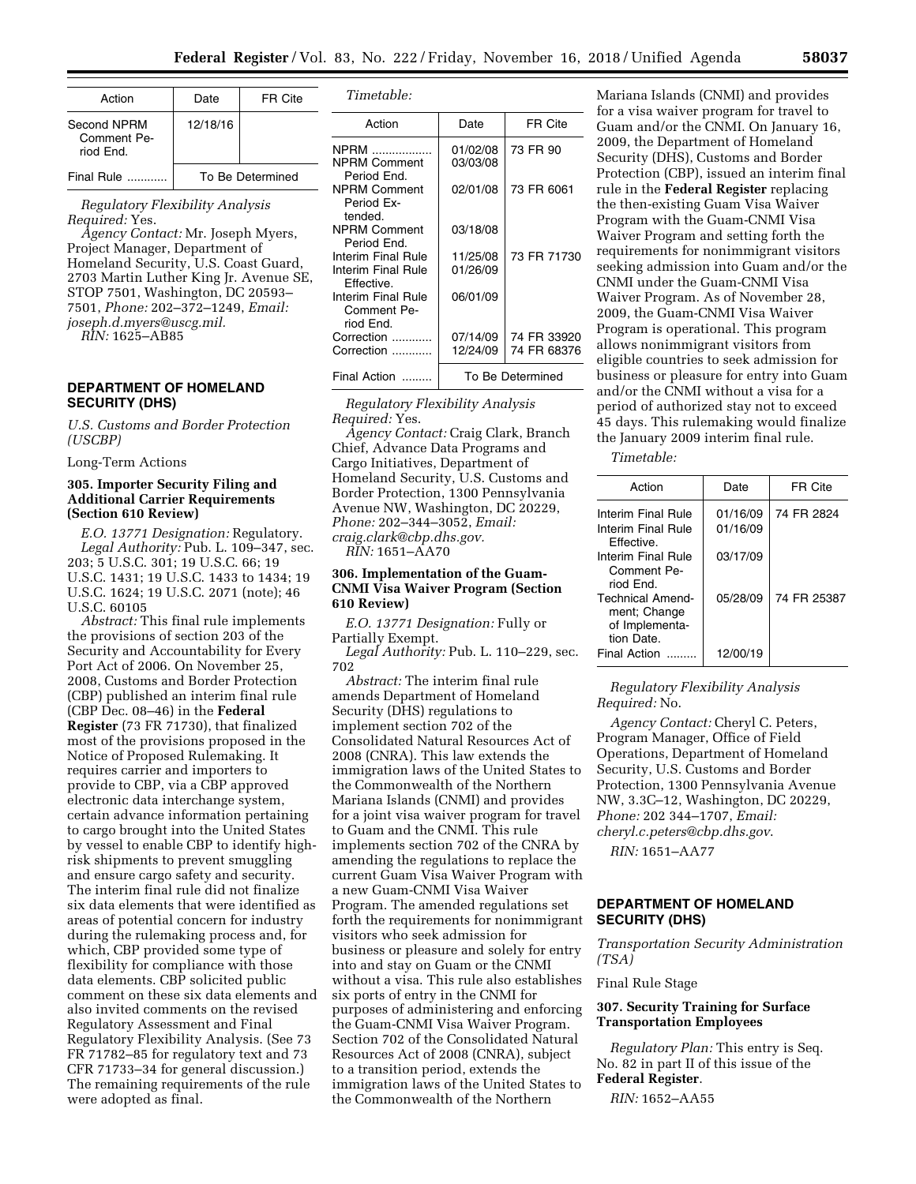| Action | Date | FR Cite |
|---|---|---|
| Second NPRM Comment Period End. | 12/18/16 | |
| Final Rule ............ | To Be Determined | |

*Regulatory Flexibility Analysis Required:* Yes.

*Agency Contact:* Mr. Joseph Myers, Project Manager, Department of Homeland Security, U.S. Coast Guard, 2703 Martin Luther King Jr. Avenue SE, STOP 7501, Washington, DC 20593–7501, *Phone:* 202–372–1249, *Email: joseph.d.myers@uscg.mil.*

*RIN:* 1625–AB85

## DEPARTMENT OF HOMELAND SECURITY (DHS)

*U.S. Customs and Border Protection (USCBP)*

Long-Term Actions

### 305. Importer Security Filing and Additional Carrier Requirements (Section 610 Review)

*E.O. 13771 Designation:* Regulatory.

*Legal Authority:* Pub. L. 109–347, sec. 203; 5 U.S.C. 301; 19 U.S.C. 66; 19 U.S.C. 1431; 19 U.S.C. 1433 to 1434; 19 U.S.C. 1624; 19 U.S.C. 2071 (note); 46 U.S.C. 60105

*Abstract:* This final rule implements the provisions of section 203 of the Security and Accountability for Every Port Act of 2006. On November 25, 2008, Customs and Border Protection (CBP) published an interim final rule (CBP Dec. 08–46) in the **Federal Register** (73 FR 71730), that finalized most of the provisions proposed in the Notice of Proposed Rulemaking. It requires carrier and importers to provide to CBP, via a CBP approved electronic data interchange system, certain advance information pertaining to cargo brought into the United States by vessel to enable CBP to identify high-risk shipments to prevent smuggling and ensure cargo safety and security. The interim final rule did not finalize six data elements that were identified as areas of potential concern for industry during the rulemaking process and, for which, CBP provided some type of flexibility for compliance with those data elements. CBP solicited public comment on these six data elements and also invited comments on the revised Regulatory Assessment and Final Regulatory Flexibility Analysis. (See 73 FR 71782–85 for regulatory text and 73 CFR 71733–34 for general discussion.) The remaining requirements of the rule were adopted as final.

*Timetable:*

| Action | Date | FR Cite |
|---|---|---|
| NPRM .................. | 01/02/08 | 73 FR 90 |
| NPRM Comment Period End. | 03/03/08 | |
| NPRM Comment Period Extended. | 02/01/08 | 73 FR 6061 |
| NPRM Comment Period End. | 03/18/08 | |
| Interim Final Rule | 11/25/08 | 73 FR 71730 |
| Interim Final Rule Effective. | 01/26/09 | |
| Interim Final Rule Comment Period End. | 06/01/09 | |
| Correction ............ | 07/14/09 | 74 FR 33920 |
| Correction ............ | 12/24/09 | 74 FR 68376 |
| Final Action ......... | To Be Determined | |

*Regulatory Flexibility Analysis Required:* Yes.

*Agency Contact:* Craig Clark, Branch Chief, Advance Data Programs and Cargo Initiatives, Department of Homeland Security, U.S. Customs and Border Protection, 1300 Pennsylvania Avenue NW, Washington, DC 20229, *Phone:* 202–344–3052, *Email: craig.clark@cbp.dhs.gov.*

*RIN:* 1651–AA70

### 306. Implementation of the Guam-CNMI Visa Waiver Program (Section 610 Review)

*E.O. 13771 Designation:* Fully or Partially Exempt.

*Legal Authority:* Pub. L. 110–229, sec. 702

*Abstract:* The interim final rule amends Department of Homeland Security (DHS) regulations to implement section 702 of the Consolidated Natural Resources Act of 2008 (CNRA). This law extends the immigration laws of the United States to the Commonwealth of the Northern Mariana Islands (CNMI) and provides for a joint visa waiver program for travel to Guam and the CNMI. This rule implements section 702 of the CNRA by amending the regulations to replace the current Guam Visa Waiver Program with a new Guam-CNMI Visa Waiver Program. The amended regulations set forth the requirements for nonimmigrant visitors who seek admission for business or pleasure and solely for entry into and stay on Guam or the CNMI without a visa. This rule also establishes six ports of entry in the CNMI for purposes of administering and enforcing the Guam-CNMI Visa Waiver Program. Section 702 of the Consolidated Natural Resources Act of 2008 (CNRA), subject to a transition period, extends the immigration laws of the United States to the Commonwealth of the Northern Mariana Islands (CNMI) and provides for a visa waiver program for travel to Guam and/or the CNMI. On January 16, 2009, the Department of Homeland Security (DHS), Customs and Border Protection (CBP), issued an interim final rule in the **Federal Register** replacing the then-existing Guam Visa Waiver Program with the Guam-CNMI Visa Waiver Program and setting forth the requirements for nonimmigrant visitors seeking admission into Guam and/or the CNMI under the Guam-CNMI Visa Waiver Program. As of November 28, 2009, the Guam-CNMI Visa Waiver Program is operational. This program allows nonimmigrant visitors from eligible countries to seek admission for business or pleasure for entry into Guam and/or the CNMI without a visa for a period of authorized stay not to exceed 45 days. This rulemaking would finalize the January 2009 interim final rule.

*Timetable:*

| Action | Date | FR Cite |
|---|---|---|
| Interim Final Rule | 01/16/09 | 74 FR 2824 |
| Interim Final Rule Effective. | 01/16/09 | |
| Interim Final Rule Comment Period End. | 03/17/09 | |
| Technical Amendment; Change of Implementation Date. | 05/28/09 | 74 FR 25387 |
| Final Action ......... | 12/00/19 | |

*Regulatory Flexibility Analysis Required:* No.

*Agency Contact:* Cheryl C. Peters, Program Manager, Office of Field Operations, Department of Homeland Security, U.S. Customs and Border Protection, 1300 Pennsylvania Avenue NW, 3.3C–12, Washington, DC 20229, *Phone:* 202 344–1707, *Email: cheryl.c.peters@cbp.dhs.gov.*

*RIN:* 1651–AA77

## DEPARTMENT OF HOMELAND SECURITY (DHS)

*Transportation Security Administration (TSA)*

Final Rule Stage

### 307. Security Training for Surface Transportation Employees

*Regulatory Plan:* This entry is Seq. No. 82 in part II of this issue of the **Federal Register**.

*RIN:* 1652–AA55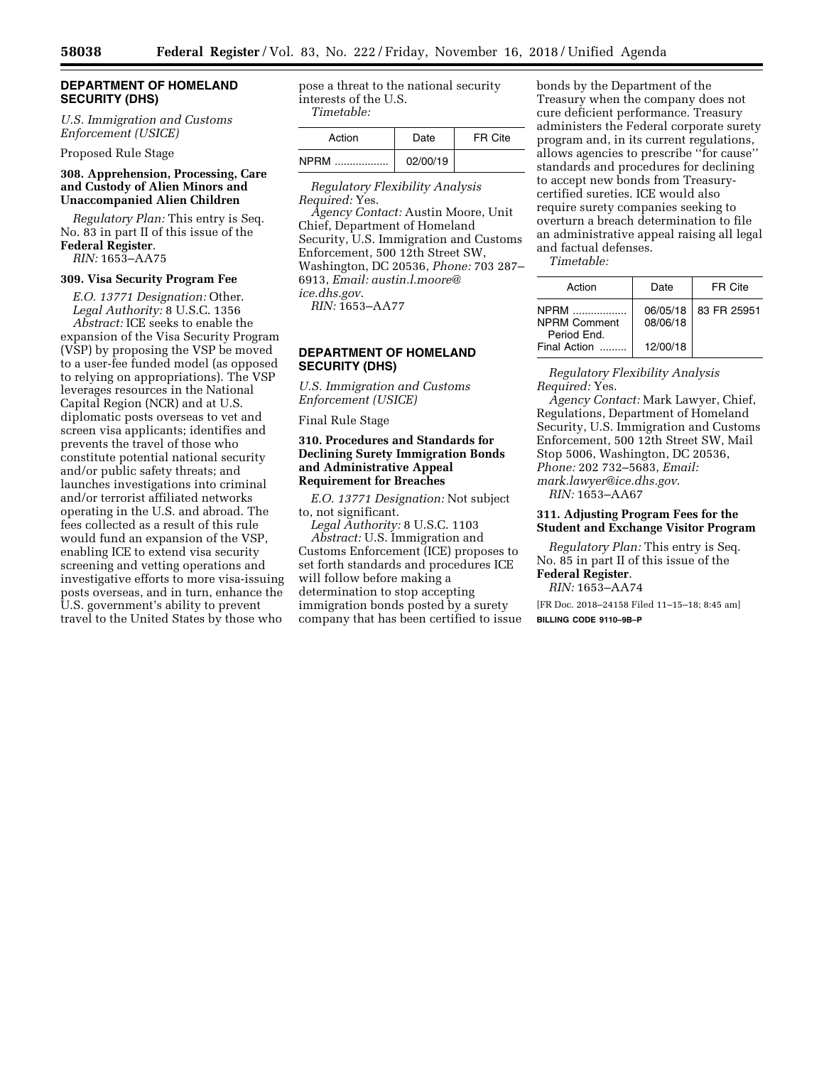## DEPARTMENT OF HOMELAND SECURITY (DHS)

*U.S. Immigration and Customs Enforcement (USICE)*

Proposed Rule Stage

### 308. Apprehension, Processing, Care and Custody of Alien Minors and Unaccompanied Alien Children

*Regulatory Plan:* This entry is Seq. No. 83 in part II of this issue of the **Federal Register**.

*RIN:* 1653–AA75

### 309. Visa Security Program Fee

*E.O. 13771 Designation:* Other.

*Legal Authority:* 8 U.S.C. 1356

*Abstract:* ICE seeks to enable the expansion of the Visa Security Program (VSP) by proposing the VSP be moved to a user-fee funded model (as opposed to relying on appropriations). The VSP leverages resources in the National Capital Region (NCR) and at U.S. diplomatic posts overseas to vet and screen visa applicants; identifies and prevents the travel of those who constitute potential national security and/or public safety threats; and launches investigations into criminal and/or terrorist affiliated networks operating in the U.S. and abroad. The fees collected as a result of this rule would fund an expansion of the VSP, enabling ICE to extend visa security screening and vetting operations and investigative efforts to more visa-issuing posts overseas, and in turn, enhance the U.S. government's ability to prevent travel to the United States by those who pose a threat to the national security interests of the U.S.

*Timetable:*

| Action | Date | FR Cite |
|---|---|---|
| NPRM .................. | 02/00/19 | |

*Regulatory Flexibility Analysis Required:* Yes.

*Agency Contact:* Austin Moore, Unit Chief, Department of Homeland Security, U.S. Immigration and Customs Enforcement, 500 12th Street SW, Washington, DC 20536, *Phone:* 703 287–6913, *Email: austin.l.moore@ice.dhs.gov*.

*RIN:* 1653–AA77

## DEPARTMENT OF HOMELAND SECURITY (DHS)

*U.S. Immigration and Customs Enforcement (USICE)*

Final Rule Stage

### 310. Procedures and Standards for Declining Surety Immigration Bonds and Administrative Appeal Requirement for Breaches

*E.O. 13771 Designation:* Not subject to, not significant.

*Legal Authority:* 8 U.S.C. 1103

*Abstract:* U.S. Immigration and Customs Enforcement (ICE) proposes to set forth standards and procedures ICE will follow before making a determination to stop accepting immigration bonds posted by a surety company that has been certified to issue bonds by the Department of the Treasury when the company does not cure deficient performance. Treasury administers the Federal corporate surety program and, in its current regulations, allows agencies to prescribe "for cause" standards and procedures for declining to accept new bonds from Treasury-certified sureties. ICE would also require surety companies seeking to overturn a breach determination to file an administrative appeal raising all legal and factual defenses.

*Timetable:*

| Action | Date | FR Cite |
|---|---|---|
| NPRM .................. | 06/05/18 | 83 FR 25951 |
| NPRM Comment Period End. | 08/06/18 | |
| Final Action ......... | 12/00/18 | |

*Regulatory Flexibility Analysis Required:* Yes.

*Agency Contact:* Mark Lawyer, Chief, Regulations, Department of Homeland Security, U.S. Immigration and Customs Enforcement, 500 12th Street SW, Mail Stop 5006, Washington, DC 20536, *Phone:* 202 732–5683, *Email: mark.lawyer@ice.dhs.gov*.

*RIN:* 1653–AA67

### 311. Adjusting Program Fees for the Student and Exchange Visitor Program

*Regulatory Plan:* This entry is Seq. No. 85 in part II of this issue of the **Federal Register**.

*RIN:* 1653–AA74

[FR Doc. 2018–24158 Filed 11–15–18; 8:45 am]

**BILLING CODE 9110–9B–P**